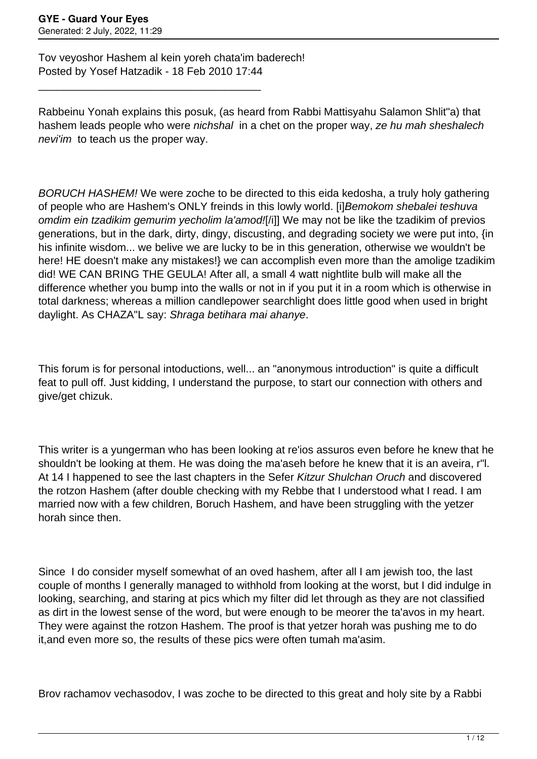Tov veyoshor Hashem al kein yoreh chata'im baderech!
Posted by Yosef Hatzadik - 18 Feb 2010 17:44

_____________________________________

Rabbeinu Yonah explains this posuk, (as heard from Rabbi Mattisyahu Salamon Shlit"a) that hashem leads people who were *nichshal* in a chet on the proper way, *ze hu mah sheshalech nevi'im* to teach us the proper way.

*BORUCH HASHEM!* We were zoche to be directed to this eida kedosha, a truly holy gathering of people who are Hashem's ONLY freinds in this lowly world. [i]*Bemokom shebalei teshuva omdim ein tzadikim gemurim yecholim la'amod!*[/i]] We may not be like the tzadikim of previos generations, but in the dark, dirty, dingy, discusting, and degrading society we were put into, {in his infinite wisdom... we belive we are lucky to be in this generation, otherwise we wouldn't be here! HE doesn't make any mistakes!} we can accomplish even more than the amolige tzadikim did! WE CAN BRING THE GEULA! After all, a small 4 watt nightlite bulb will make all the difference whether you bump into the walls or not in if you put it in a room which is otherwise in total darkness; whereas a million candlepower searchlight does little good when used in bright daylight. As CHAZA"L say: *Shraga betihara mai ahanye*.

This forum is for personal intoductions, well... an "anonymous introduction" is quite a difficult feat to pull off. Just kidding, I understand the purpose, to start our connection with others and give/get chizuk.

This writer is a yungerman who has been looking at re'ios assuros even before he knew that he shouldn't be looking at them. He was doing the ma'aseh before he knew that it is an aveira, r"l. At 14 I happened to see the last chapters in the Sefer *Kitzur Shulchan Oruch* and discovered the rotzon Hashem (after double checking with my Rebbe that I understood what I read. I am married now with a few children, Boruch Hashem, and have been struggling with the yetzer horah since then.

Since I do consider myself somewhat of an oved hashem, after all I am jewish too, the last couple of months I generally managed to withhold from looking at the worst, but I did indulge in looking, searching, and staring at pics which my filter did let through as they are not classified as dirt in the lowest sense of the word, but were enough to be meorer the ta'avos in my heart. They were against the rotzon Hashem. The proof is that yetzer horah was pushing me to do it,and even more so, the results of these pics were often tumah ma'asim.

Brov rachamov vechasodov, I was zoche to be directed to this great and holy site by a Rabbi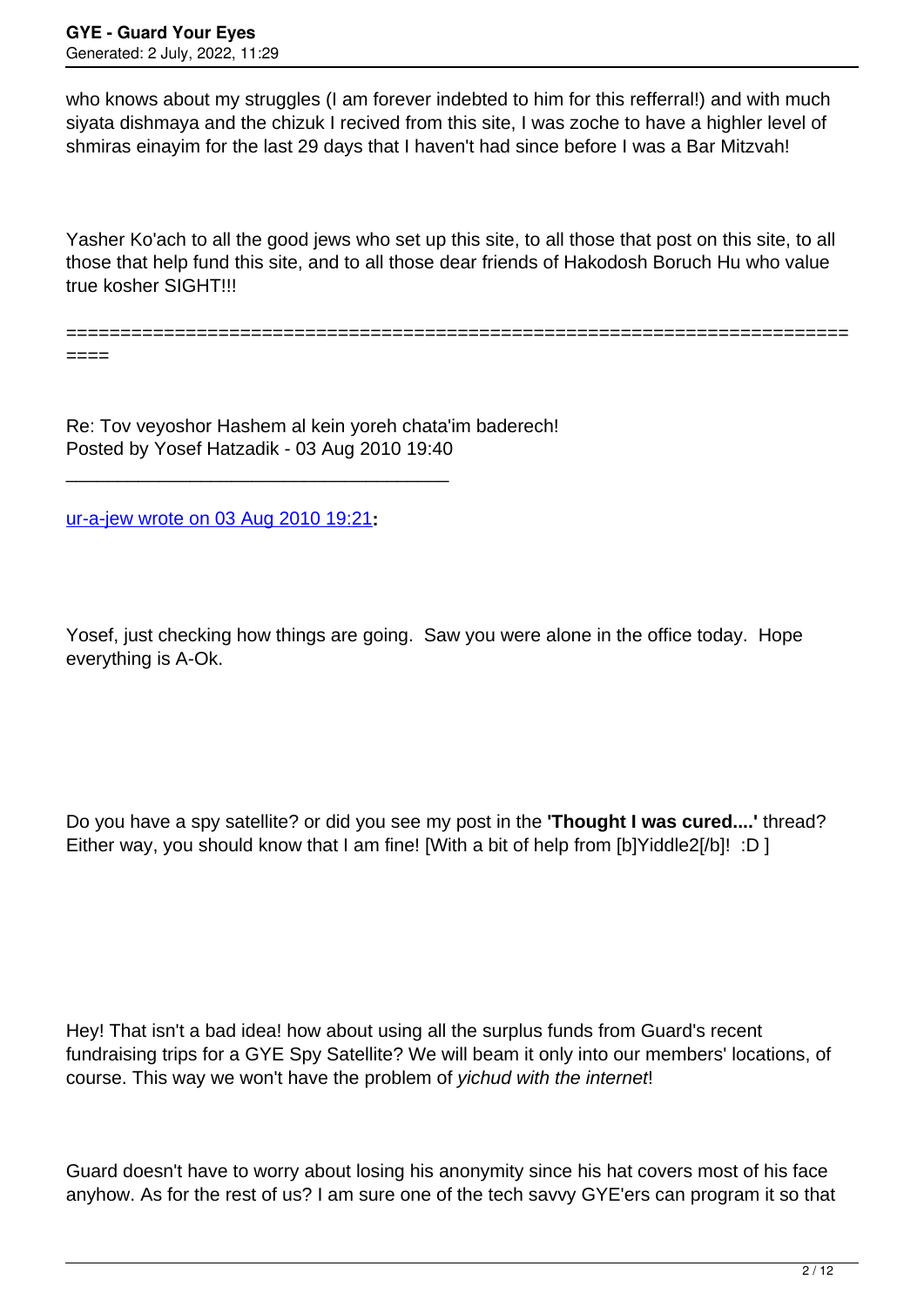who knows about my struggles (I am forever indebted to him for this refferral!) and with much siyata dishmaya and the chizuk I recived from this site, I was zoche to have a highler level of shmiras einayim for the last 29 days that I haven't had since before I was a Bar Mitzvah!

Yasher Ko'ach to all the good jews who set up this site, to all those that post on this site, to all those that help fund this site, and to all those dear friends of Hakodosh Boruch Hu who value true kosher SIGHT!!!

============================================================================

Re: Tov veyoshor Hashem al kein yoreh chata'im baderech!
Posted by Yosef Hatzadik - 03 Aug 2010 19:40

_____________________________________

ur-a-jew wrote on 03 Aug 2010 19:21**:**

Yosef, just checking how things are going. Saw you were alone in the office today. Hope everything is A-Ok.

Do you have a spy satellite? or did you see my post in the **'Thought I was cured....'** thread? Either way, you should know that I am fine! [With a bit of help from [b]Yiddle2[/b]! :D ]

Hey! That isn't a bad idea! how about using all the surplus funds from Guard's recent fundraising trips for a GYE Spy Satellite? We will beam it only into our members' locations, of course. This way we won't have the problem of *yichud with the internet*!

Guard doesn't have to worry about losing his anonymity since his hat covers most of his face anyhow. As for the rest of us? I am sure one of the tech savvy GYE'ers can program it so that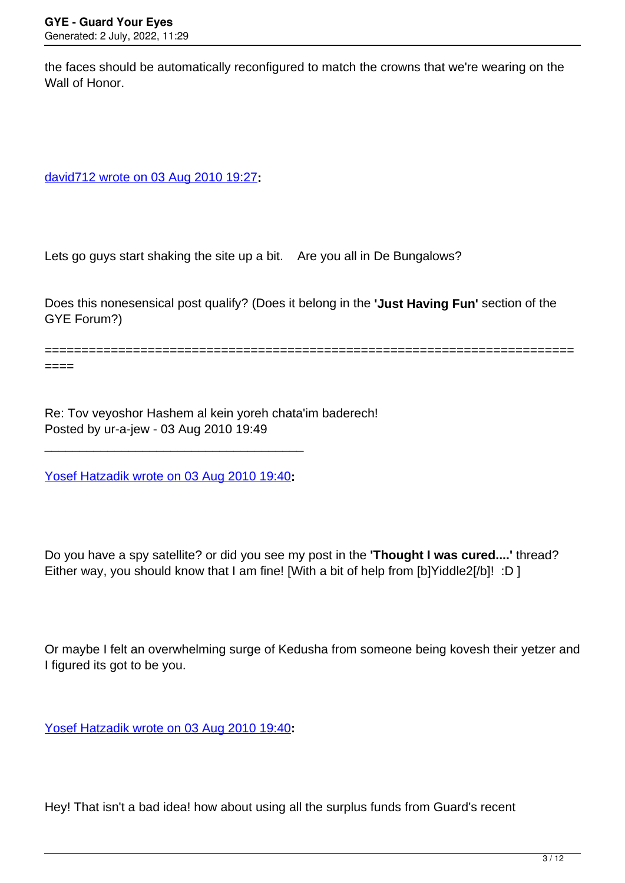the faces should be automatically reconfigured to match the crowns that we're wearing on the Wall of Honor.

david712 wrote on 03 Aug 2010 19:27**:**

Lets go guys start shaking the site up a bit.    Are you all in De Bungalows?

Does this nonesensical post qualify? (Does it belong in the **'Just Having Fun'** section of the GYE Forum?)

============================================================================

Re: Tov veyoshor Hashem al kein yoreh chata'im baderech!
Posted by ur-a-jew - 03 Aug 2010 19:49

_____________________________________

Yosef Hatzadik wrote on 03 Aug 2010 19:40**:**

Do you have a spy satellite? or did you see my post in the **'Thought I was cured....'** thread? Either way, you should know that I am fine! [With a bit of help from [b]Yiddle2[/b]!  :D ]

Or maybe I felt an overwhelming surge of Kedusha from someone being kovesh their yetzer and I figured its got to be you.

Yosef Hatzadik wrote on 03 Aug 2010 19:40**:**

Hey! That isn't a bad idea! how about using all the surplus funds from Guard's recent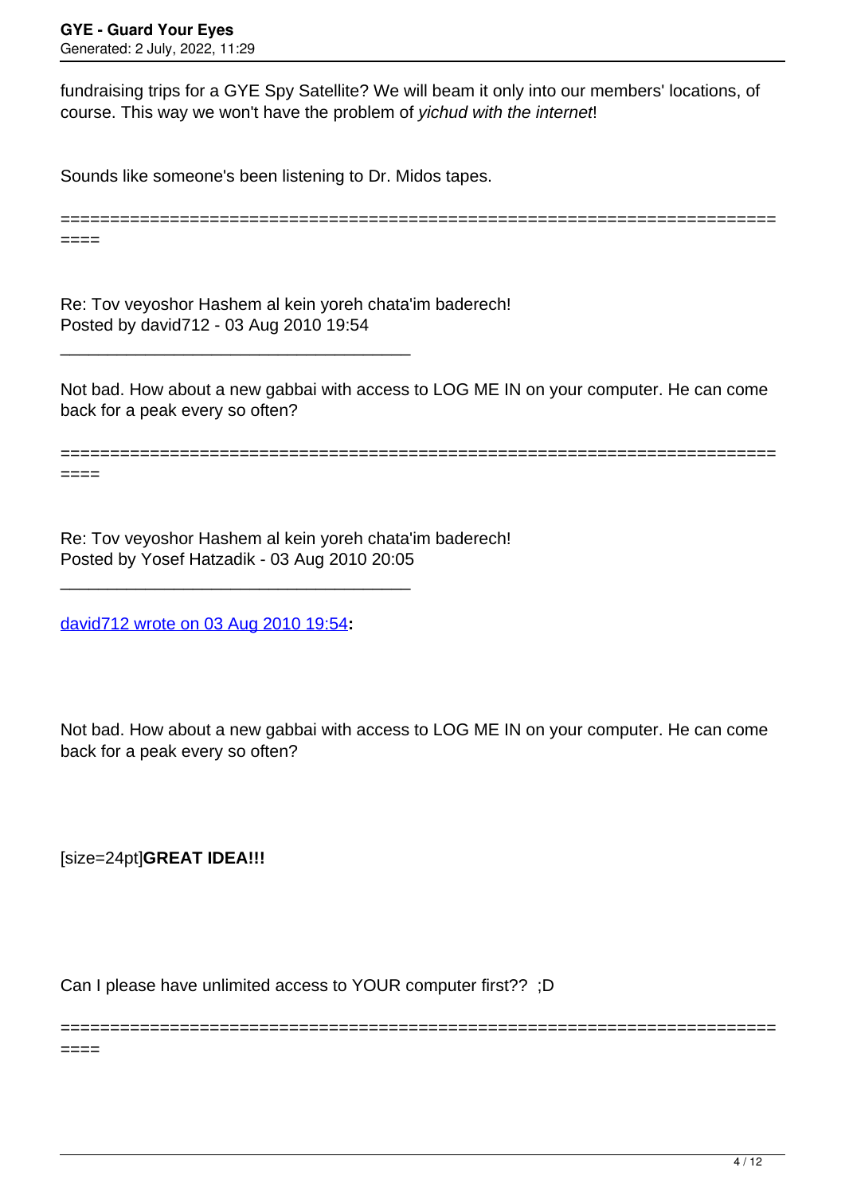fundraising trips for a GYE Spy Satellite? We will beam it only into our members' locations, of course. This way we won't have the problem of *yichud with the internet*!

Sounds like someone's been listening to Dr. Midos tapes.

============================================================================

Re: Tov veyoshor Hashem al kein yoreh chata'im baderech!
Posted by david712 - 03 Aug 2010 19:54

---

Not bad. How about a new gabbai with access to LOG ME IN on your computer. He can come back for a peak every so often?

============================================================================

Re: Tov veyoshor Hashem al kein yoreh chata'im baderech!
Posted by Yosef Hatzadik - 03 Aug 2010 20:05

---

david712 wrote on 03 Aug 2010 19:54**:**

Not bad. How about a new gabbai with access to LOG ME IN on your computer. He can come back for a peak every so often?

[size=24pt]**GREAT IDEA!!!**

Can I please have unlimited access to YOUR computer first?? ;D

============================================================================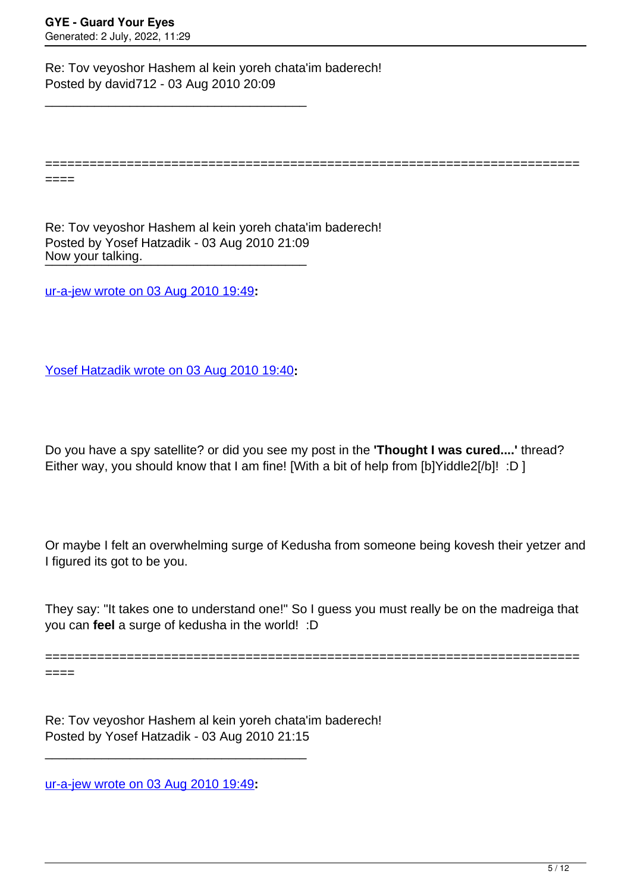Re: Tov veyoshor Hashem al kein yoreh chata'im baderech!
Posted by david712 - 03 Aug 2010 20:09

_____________________________________

=========================================================================
====

Re: Tov veyoshor Hashem al kein yoreh chata'im baderech!
Posted by Yosef Hatzadik - 03 Aug 2010 21:09
Now your talking.
_____________________________________

ur-a-jew wrote on 03 Aug 2010 19:49**:**

Yosef Hatzadik wrote on 03 Aug 2010 19:40**:**

Do you have a spy satellite? or did you see my post in the **'Thought I was cured....'** thread? Either way, you should know that I am fine! [With a bit of help from [b]Yiddle2[/b]!  :D ]

Or maybe I felt an overwhelming surge of Kedusha from someone being kovesh their yetzer and I figured its got to be you.

They say: "It takes one to understand one!" So I guess you must really be on the madreiga that you can **feel** a surge of kedusha in the world!  :D

=========================================================================
====

Re: Tov veyoshor Hashem al kein yoreh chata'im baderech!
Posted by Yosef Hatzadik - 03 Aug 2010 21:15

_____________________________________

ur-a-jew wrote on 03 Aug 2010 19:49**:**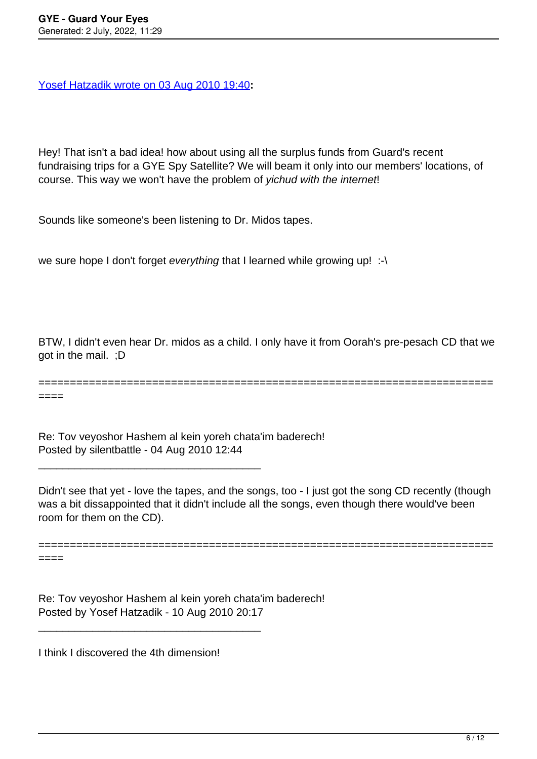Yosef Hatzadik wrote on 03 Aug 2010 19:40**:**

Hey! That isn't a bad idea! how about using all the surplus funds from Guard's recent fundraising trips for a GYE Spy Satellite? We will beam it only into our members' locations, of course. This way we won't have the problem of *yichud with the internet*!

Sounds like someone's been listening to Dr. Midos tapes.

we sure hope I don't forget *everything* that I learned while growing up! :-\

BTW, I didn't even hear Dr. midos as a child. I only have it from Oorah's pre-pesach CD that we got in the mail. ;D

============================================================================

Re: Tov veyoshor Hashem al kein yoreh chata'im baderech!
Posted by silentbattle - 04 Aug 2010 12:44

---

Didn't see that yet - love the tapes, and the songs, too - I just got the song CD recently (though was a bit dissappointed that it didn't include all the songs, even though there would've been room for them on the CD).

============================================================================

Re: Tov veyoshor Hashem al kein yoreh chata'im baderech!
Posted by Yosef Hatzadik - 10 Aug 2010 20:17

---

I think I discovered the 4th dimension!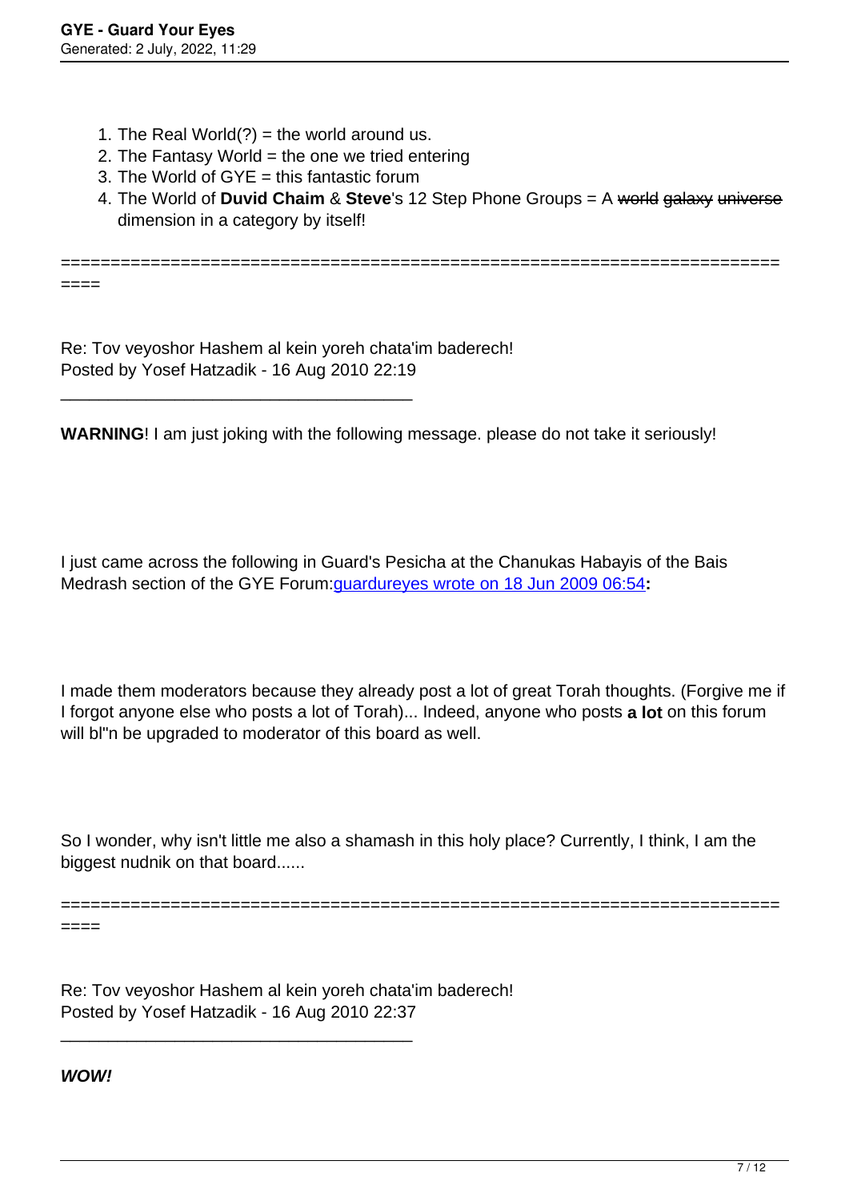1. The Real World(?) = the world around us.
2. The Fantasy World = the one we tried entering
3. The World of GYE = this fantastic forum
4. The World of **Duvid Chaim** & **Steve**'s 12 Step Phone Groups = A ~~world~~ ~~galaxy~~ ~~universe~~ dimension in a category by itself!

============================================================================

Re: Tov veyoshor Hashem al kein yoreh chata'im baderech!
Posted by Yosef Hatzadik - 16 Aug 2010 22:19

---

**WARNING**! I am just joking with the following message. please do not take it seriously!

I just came across the following in Guard's Pesicha at the Chanukas Habayis of the Bais Medrash section of the GYE Forum:guardureyes wrote on 18 Jun 2009 06:54**:**

I made them moderators because they already post a lot of great Torah thoughts. (Forgive me if I forgot anyone else who posts a lot of Torah)... Indeed, anyone who posts **a lot** on this forum will bl"n be upgraded to moderator of this board as well.

So I wonder, why isn't little me also a shamash in this holy place? Currently, I think, I am the biggest nudnik on that board......

============================================================================

Re: Tov veyoshor Hashem al kein yoreh chata'im baderech!
Posted by Yosef Hatzadik - 16 Aug 2010 22:37

---

***WOW!***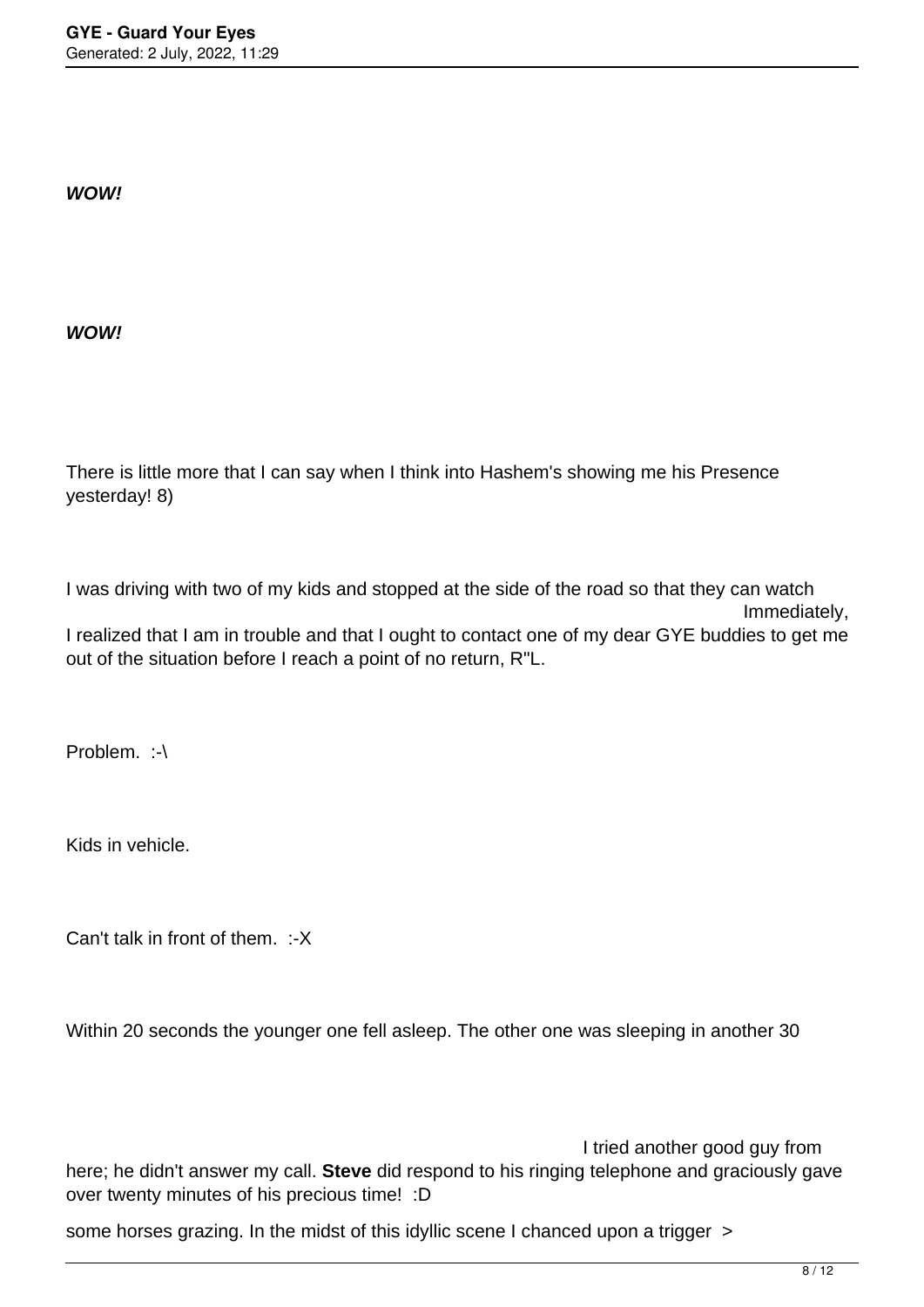***WOW!***

***WOW!***

There is little more that I can say when I think into Hashem's showing me his Presence yesterday! 8)

I was driving with two of my kids and stopped at the side of the road so that they can watch some horses grazing. In the midst of this idyllic scene I chanced upon a trigger > Immediately, I realized that I am in trouble and that I ought to contact one of my dear GYE buddies to get me out of the situation before I reach a point of no return, R"L.

Problem. :-\

Kids in vehicle.

Can't talk in front of them. :-X

Within 20 seconds the younger one fell asleep. The other one was sleeping in another 30

I tried another good guy from here; he didn't answer my call. **Steve** did respond to his ringing telephone and graciously gave over twenty minutes of his precious time! :D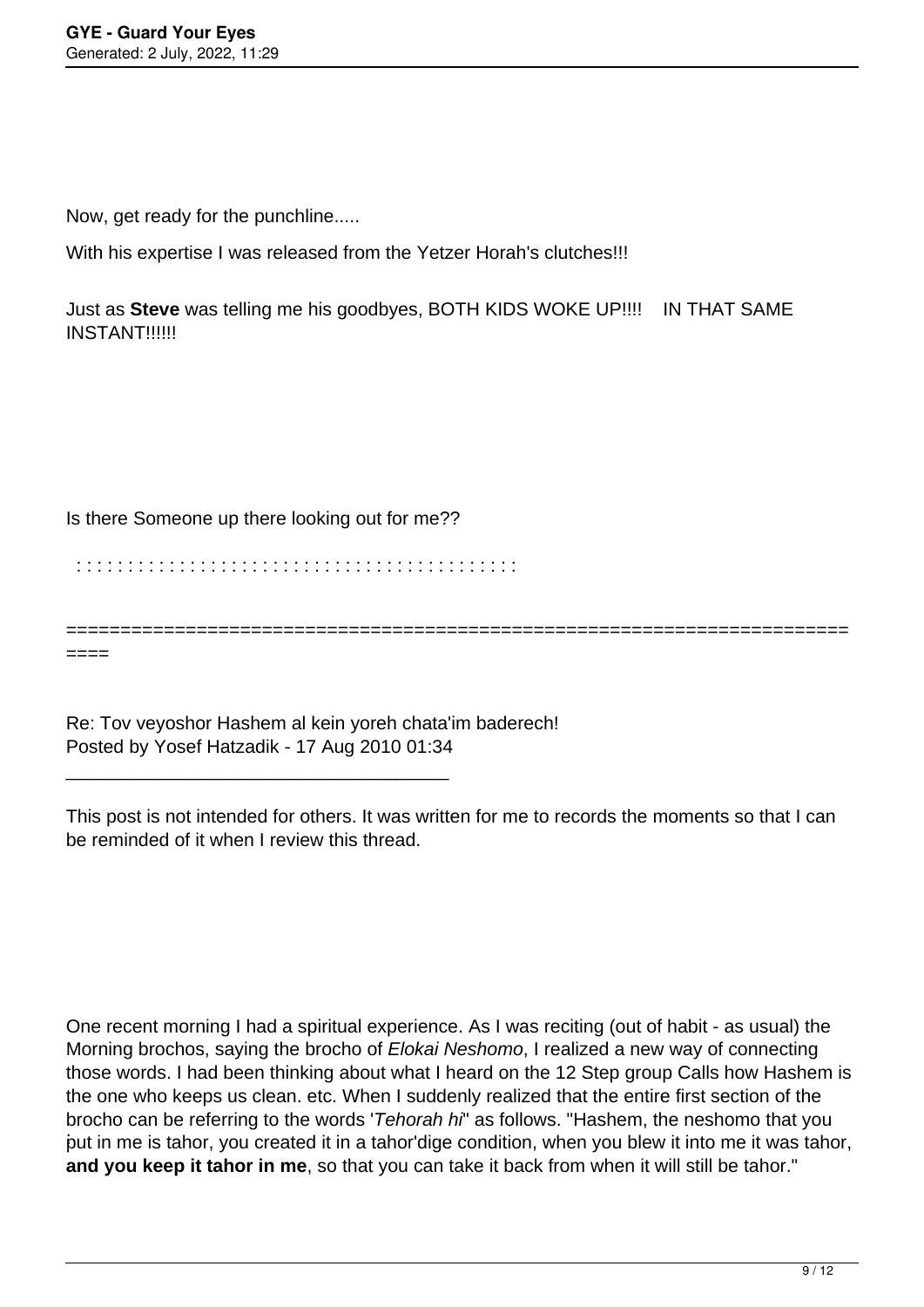Now, get ready for the punchline.....

With his expertise I was released from the Yetzer Horah's clutches!!!

Just as **Steve** was telling me his goodbyes, BOTH KIDS WOKE UP!!!!    IN THAT SAME INSTANT!!!!!!

Is there Someone up there looking out for me??

: : : : : : : : : : : : : : : : : : : : : : : : : : : : : : : : : : : : : : : : : : : : :

============================================================================

Re: Tov veyoshor Hashem al kein yoreh chata'im baderech!
Posted by Yosef Hatzadik - 17 Aug 2010 01:34

_____________________________________

This post is not intended for others. It was written for me to records the moments so that I can be reminded of it when I review this thread.

One recent morning I had a spiritual experience. As I was reciting (out of habit - as usual) the Morning brochos, saying the brocho of *Elokai Neshomo*, I realized a new way of connecting those words. I had been thinking about what I heard on the 12 Step group Calls how Hashem is the one who keeps us clean. etc. When I suddenly realized that the entire first section of the brocho can be referring to the words '*Tehorah hi*" as follows. "Hashem, the neshomo that you put in me is tahor, you created it in a tahor'dige condition, when you blew it into me it was tahor, **and you keep it tahor in me**, so that you can take it back from when it will still be tahor."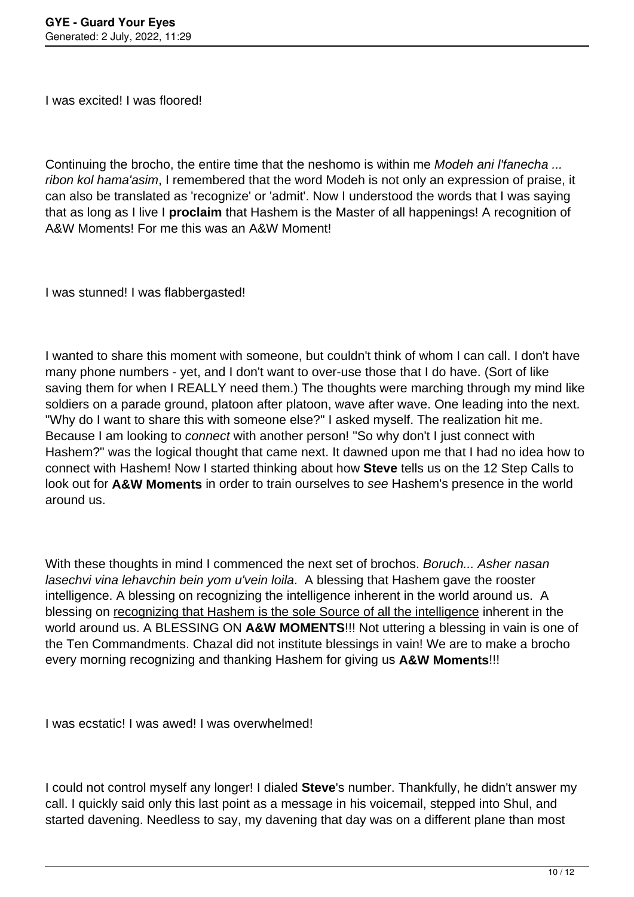I was excited! I was floored!

Continuing the brocho, the entire time that the neshomo is within me *Modeh ani l'fanecha ... ribon kol hama'asim*, I remembered that the word Modeh is not only an expression of praise, it can also be translated as 'recognize' or 'admit'. Now I understood the words that I was saying that as long as I live I **proclaim** that Hashem is the Master of all happenings! A recognition of A&W Moments! For me this was an A&W Moment!

I was stunned! I was flabbergasted!

I wanted to share this moment with someone, but couldn't think of whom I can call. I don't have many phone numbers - yet, and I don't want to over-use those that I do have. (Sort of like saving them for when I REALLY need them.) The thoughts were marching through my mind like soldiers on a parade ground, platoon after platoon, wave after wave. One leading into the next. "Why do I want to share this with someone else?" I asked myself. The realization hit me. Because I am looking to *connect* with another person! "So why don't I just connect with Hashem?" was the logical thought that came next. It dawned upon me that I had no idea how to connect with Hashem! Now I started thinking about how **Steve** tells us on the 12 Step Calls to look out for **A&W Moments** in order to train ourselves to *see* Hashem's presence in the world around us.

With these thoughts in mind I commenced the next set of brochos. *Boruch... Asher nasan lasechvi vina lehavchin bein yom u'vein loila*. A blessing that Hashem gave the rooster intelligence. A blessing on recognizing the intelligence inherent in the world around us. A blessing on <u>recognizing that Hashem is the sole Source of all the intelligence</u> inherent in the world around us. A BLESSING ON **A&W MOMENTS**!!! Not uttering a blessing in vain is one of the Ten Commandments. Chazal did not institute blessings in vain! We are to make a brocho every morning recognizing and thanking Hashem for giving us **A&W Moments**!!!

I was ecstatic! I was awed! I was overwhelmed!

I could not control myself any longer! I dialed **Steve**'s number. Thankfully, he didn't answer my call. I quickly said only this last point as a message in his voicemail, stepped into Shul, and started davening. Needless to say, my davening that day was on a different plane than most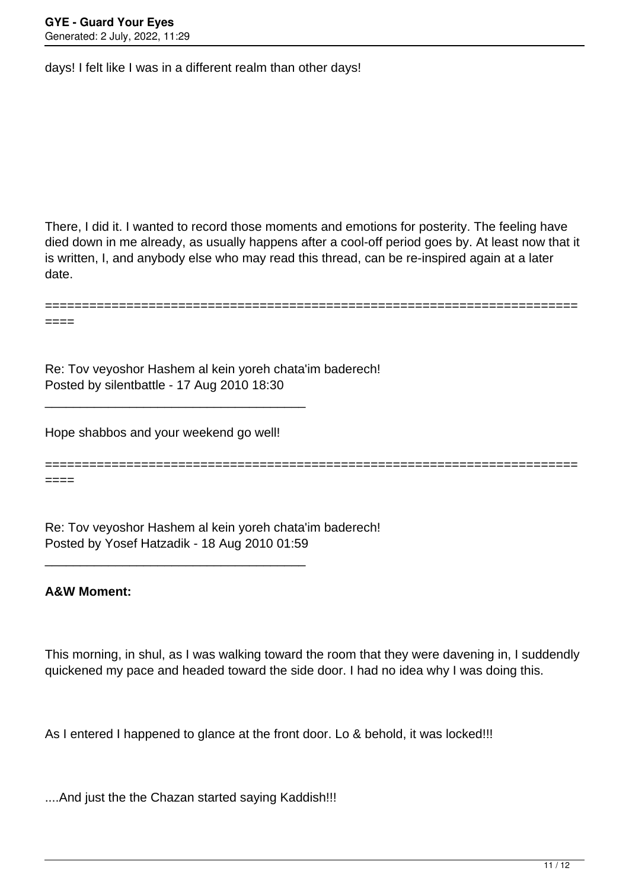days! I felt like I was in a different realm than other days!

There, I did it. I wanted to record those moments and emotions for posterity. The feeling have died down in me already, as usually happens after a cool-off period goes by. At least now that it is written, I, and anybody else who may read this thread, can be re-inspired again at a later date.

============================================================================

Re: Tov veyoshor Hashem al kein yoreh chata'im baderech!
Posted by silentbattle - 17 Aug 2010 18:30

_____________________________________

Hope shabbos and your weekend go well!

============================================================================

Re: Tov veyoshor Hashem al kein yoreh chata'im baderech!
Posted by Yosef Hatzadik - 18 Aug 2010 01:59

_____________________________________

**A&W Moment:**

This morning, in shul, as I was walking toward the room that they were davening in, I suddendly quickened my pace and headed toward the side door. I had no idea why I was doing this.

As I entered I happened to glance at the front door. Lo & behold, it was locked!!!

....And just the the Chazan started saying Kaddish!!!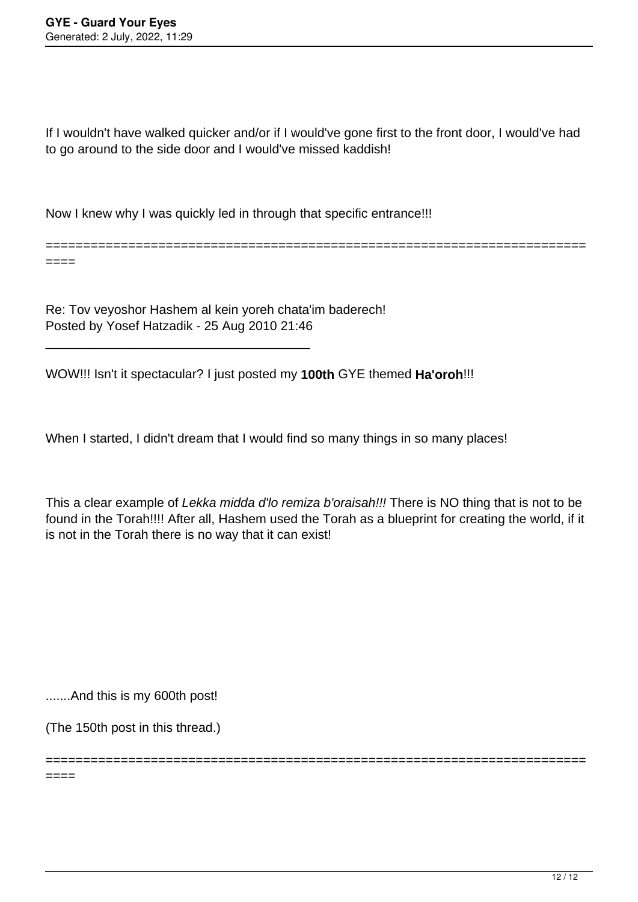If I wouldn't have walked quicker and/or if I would've gone first to the front door, I would've had to go around to the side door and I would've missed kaddish!

Now I knew why I was quickly led in through that specific entrance!!!

============================================================================

Re: Tov veyoshor Hashem al kein yoreh chata'im baderech!
Posted by Yosef Hatzadik - 25 Aug 2010 21:46

_____________________________________

WOW!!! Isn't it spectacular? I just posted my **100th** GYE themed **Ha'oroh**!!!

When I started, I didn't dream that I would find so many things in so many places!

This a clear example of *Lekka midda d'lo remiza b'oraisah!!!* There is NO thing that is not to be found in the Torah!!!! After all, Hashem used the Torah as a blueprint for creating the world, if it is not in the Torah there is no way that it can exist!

.......And this is my 600th post!

(The 150th post in this thread.)

============================================================================